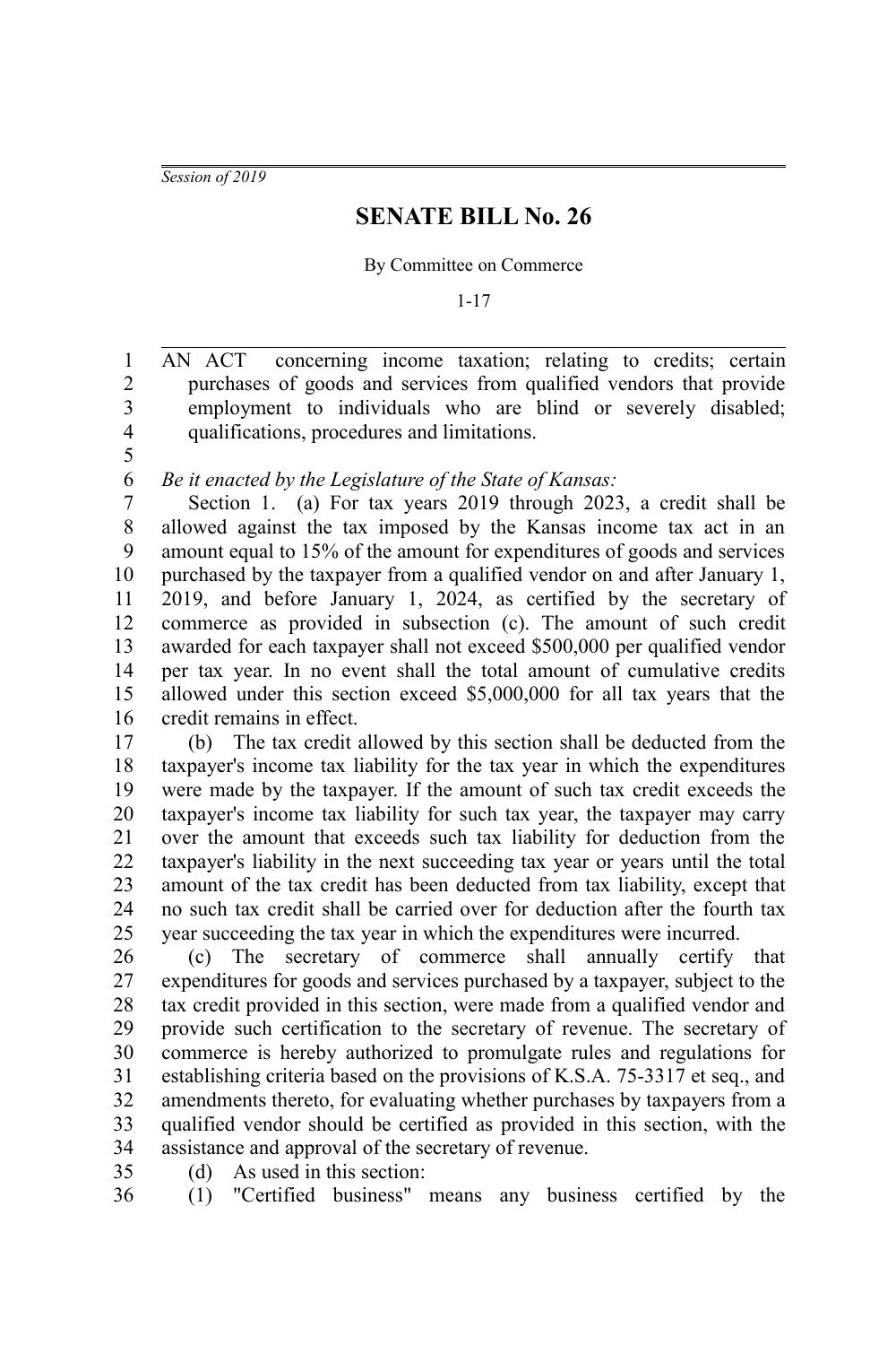*Session of 2019*

# SENATE BILL No. 26

By Committee on Commerce

1-17

AN ACT concerning income taxation; relating to credits; certain purchases of goods and services from qualified vendors that provide employment to individuals who are blind or severely disabled; qualifications, procedures and limitations.

*Be it enacted by the Legislature of the State of Kansas:*

Section 1. (a) For tax years 2019 through 2023, a credit shall be allowed against the tax imposed by the Kansas income tax act in an amount equal to 15% of the amount for expenditures of goods and services purchased by the taxpayer from a qualified vendor on and after January 1, 2019, and before January 1, 2024, as certified by the secretary of commerce as provided in subsection (c). The amount of such credit awarded for each taxpayer shall not exceed $500,000 per qualified vendor per tax year. In no event shall the total amount of cumulative credits allowed under this section exceed $5,000,000 for all tax years that the credit remains in effect.

(b) The tax credit allowed by this section shall be deducted from the taxpayer's income tax liability for the tax year in which the expenditures were made by the taxpayer. If the amount of such tax credit exceeds the taxpayer's income tax liability for such tax year, the taxpayer may carry over the amount that exceeds such tax liability for deduction from the taxpayer's liability in the next succeeding tax year or years until the total amount of the tax credit has been deducted from tax liability, except that no such tax credit shall be carried over for deduction after the fourth tax year succeeding the tax year in which the expenditures were incurred.

(c) The secretary of commerce shall annually certify that expenditures for goods and services purchased by a taxpayer, subject to the tax credit provided in this section, were made from a qualified vendor and provide such certification to the secretary of revenue. The secretary of commerce is hereby authorized to promulgate rules and regulations for establishing criteria based on the provisions of K.S.A. 75-3317 et seq., and amendments thereto, for evaluating whether purchases by taxpayers from a qualified vendor should be certified as provided in this section, with the assistance and approval of the secretary of revenue.

(d) As used in this section:

(1) "Certified business" means any business certified by the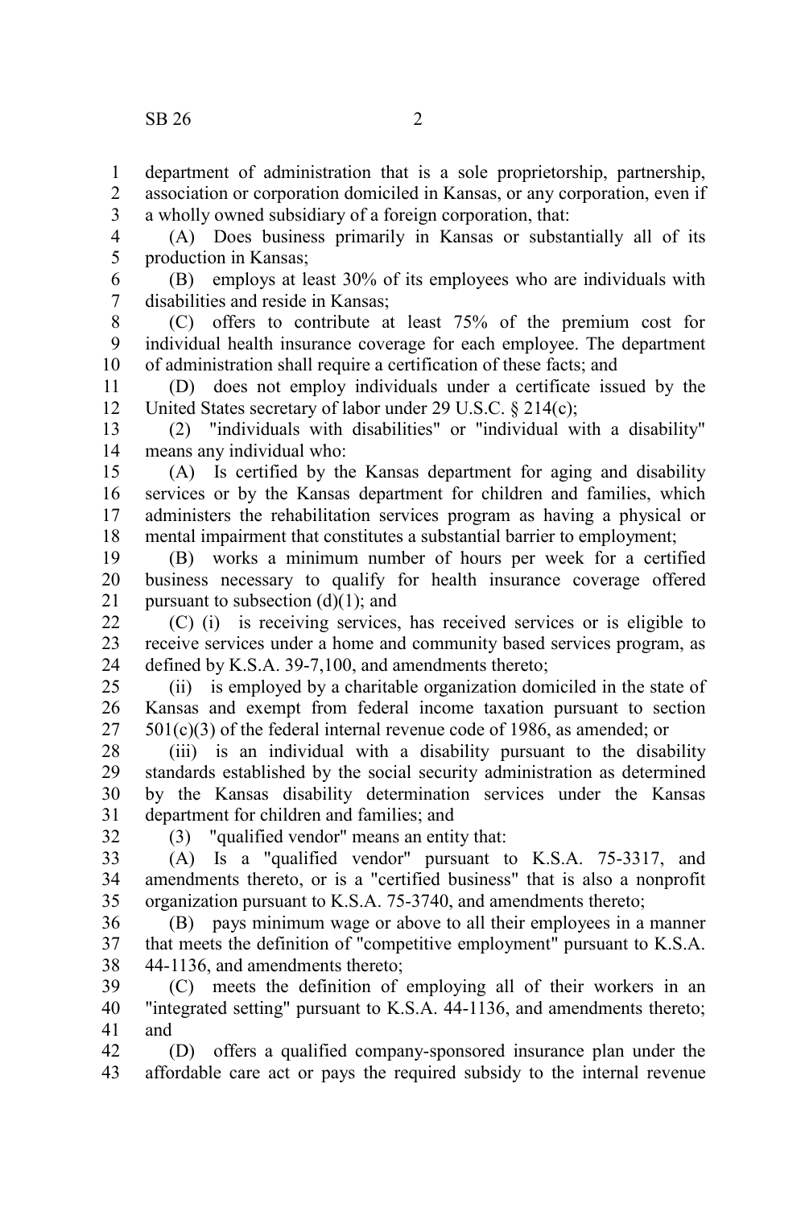department of administration that is a sole proprietorship, partnership, association or corporation domiciled in Kansas, or any corporation, even if a wholly owned subsidiary of a foreign corporation, that:

(A) Does business primarily in Kansas or substantially all of its production in Kansas;

(B) employs at least 30% of its employees who are individuals with disabilities and reside in Kansas;

(C) offers to contribute at least 75% of the premium cost for individual health insurance coverage for each employee. The department of administration shall require a certification of these facts; and

(D) does not employ individuals under a certificate issued by the United States secretary of labor under 29 U.S.C. § 214(c);

(2) "individuals with disabilities" or "individual with a disability" means any individual who:

(A) Is certified by the Kansas department for aging and disability services or by the Kansas department for children and families, which administers the rehabilitation services program as having a physical or mental impairment that constitutes a substantial barrier to employment;

(B) works a minimum number of hours per week for a certified business necessary to qualify for health insurance coverage offered pursuant to subsection (d)(1); and

(C) (i) is receiving services, has received services or is eligible to receive services under a home and community based services program, as defined by K.S.A. 39-7,100, and amendments thereto;

(ii) is employed by a charitable organization domiciled in the state of Kansas and exempt from federal income taxation pursuant to section 501(c)(3) of the federal internal revenue code of 1986, as amended; or

(iii) is an individual with a disability pursuant to the disability standards established by the social security administration as determined by the Kansas disability determination services under the Kansas department for children and families; and

(3) "qualified vendor" means an entity that:

(A) Is a "qualified vendor" pursuant to K.S.A. 75-3317, and amendments thereto, or is a "certified business" that is also a nonprofit organization pursuant to K.S.A. 75-3740, and amendments thereto;

(B) pays minimum wage or above to all their employees in a manner that meets the definition of "competitive employment" pursuant to K.S.A. 44-1136, and amendments thereto;

(C) meets the definition of employing all of their workers in an "integrated setting" pursuant to K.S.A. 44-1136, and amendments thereto; and

(D) offers a qualified company-sponsored insurance plan under the affordable care act or pays the required subsidy to the internal revenue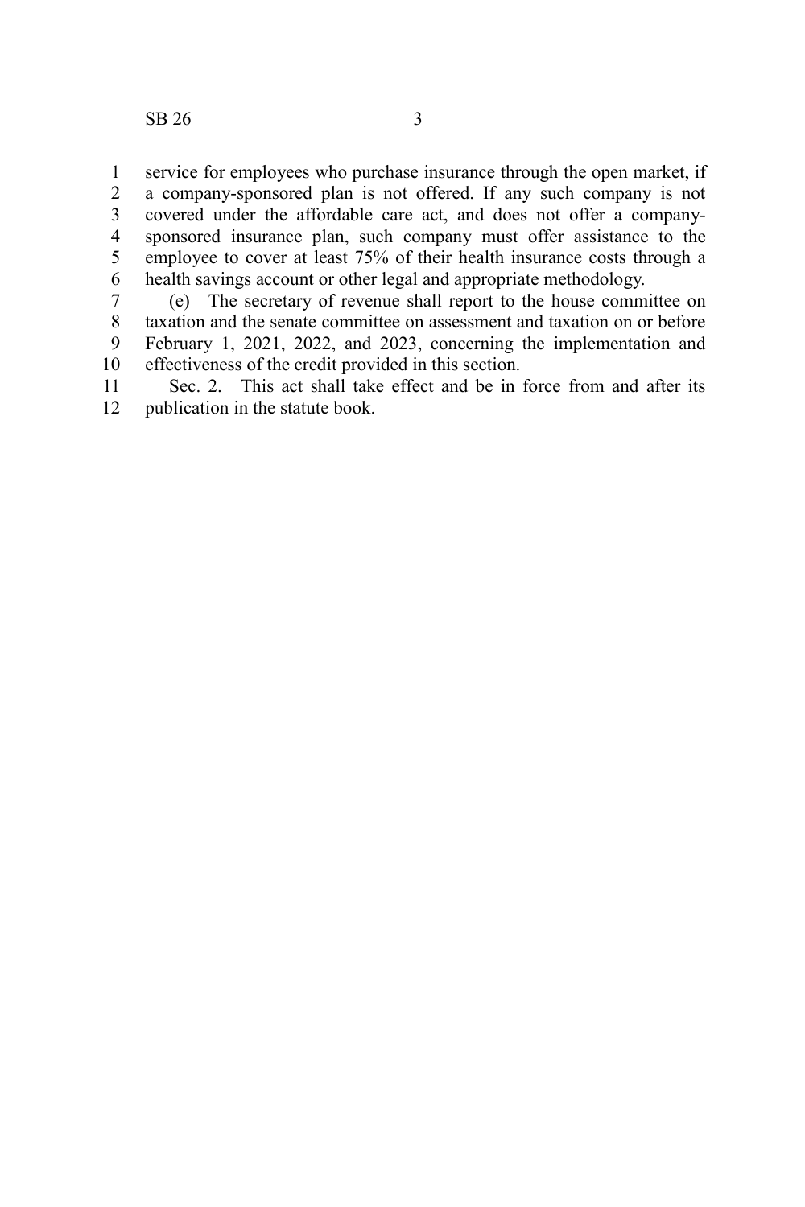service for employees who purchase insurance through the open market, if a company-sponsored plan is not offered. If any such company is not covered under the affordable care act, and does not offer a company-sponsored insurance plan, such company must offer assistance to the employee to cover at least 75% of their health insurance costs through a health savings account or other legal and appropriate methodology.

(e) The secretary of revenue shall report to the house committee on taxation and the senate committee on assessment and taxation on or before February 1, 2021, 2022, and 2023, concerning the implementation and effectiveness of the credit provided in this section.

Sec. 2. This act shall take effect and be in force from and after its publication in the statute book.